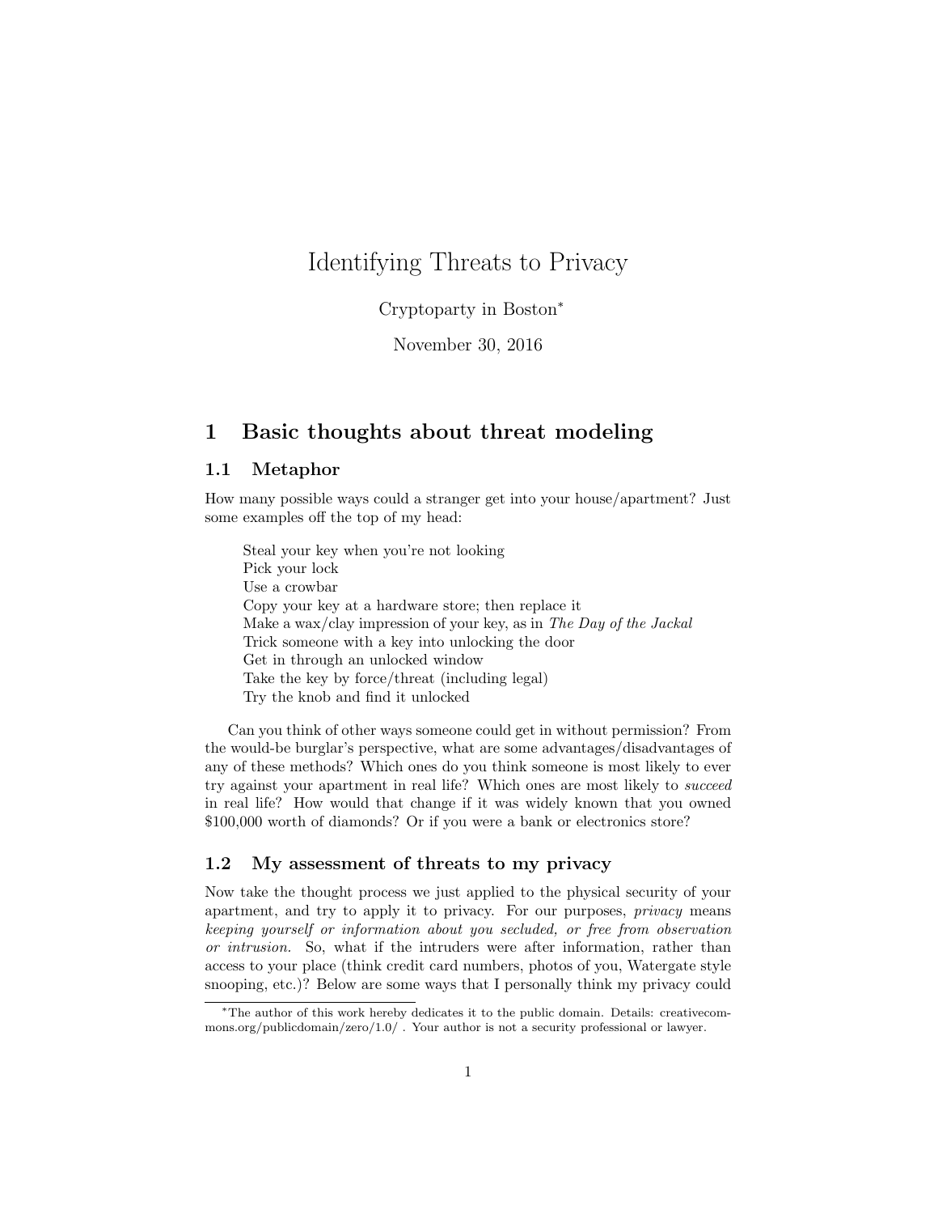# Identifying Threats to Privacy

Cryptoparty in Boston[*]

November 30, 2016

## 1 Basic thoughts about threat modeling

### 1.1 Metaphor

How many possible ways could a stranger get into your house/apartment? Just some examples off the top of my head:

> Steal your key when you're not looking
> Pick your lock
> Use a crowbar
> Copy your key at a hardware store; then replace it
> Make a wax/clay impression of your key, as in *The Day of the Jackal*
> Trick someone with a key into unlocking the door
> Get in through an unlocked window
> Take the key by force/threat (including legal)
> Try the knob and find it unlocked

Can you think of other ways someone could get in without permission? From the would-be burglar's perspective, what are some advantages/disadvantages of any of these methods? Which ones do you think someone is most likely to ever try against your apartment in real life? Which ones are most likely to *succeed* in real life? How would that change if it was widely known that you owned $100,000 worth of diamonds? Or if you were a bank or electronics store?

### 1.2 My assessment of threats to my privacy

Now take the thought process we just applied to the physical security of your apartment, and try to apply it to privacy. For our purposes, *privacy* means *keeping yourself or information about you secluded, or free from observation or intrusion.* So, what if the intruders were after information, rather than access to your place (think credit card numbers, photos of you, Watergate style snooping, etc.)? Below are some ways that I personally think my privacy could

---

[*] The author of this work hereby dedicates it to the public domain. Details: creativecommons.org/publicdomain/zero/1.0/ . Your author is not a security professional or lawyer.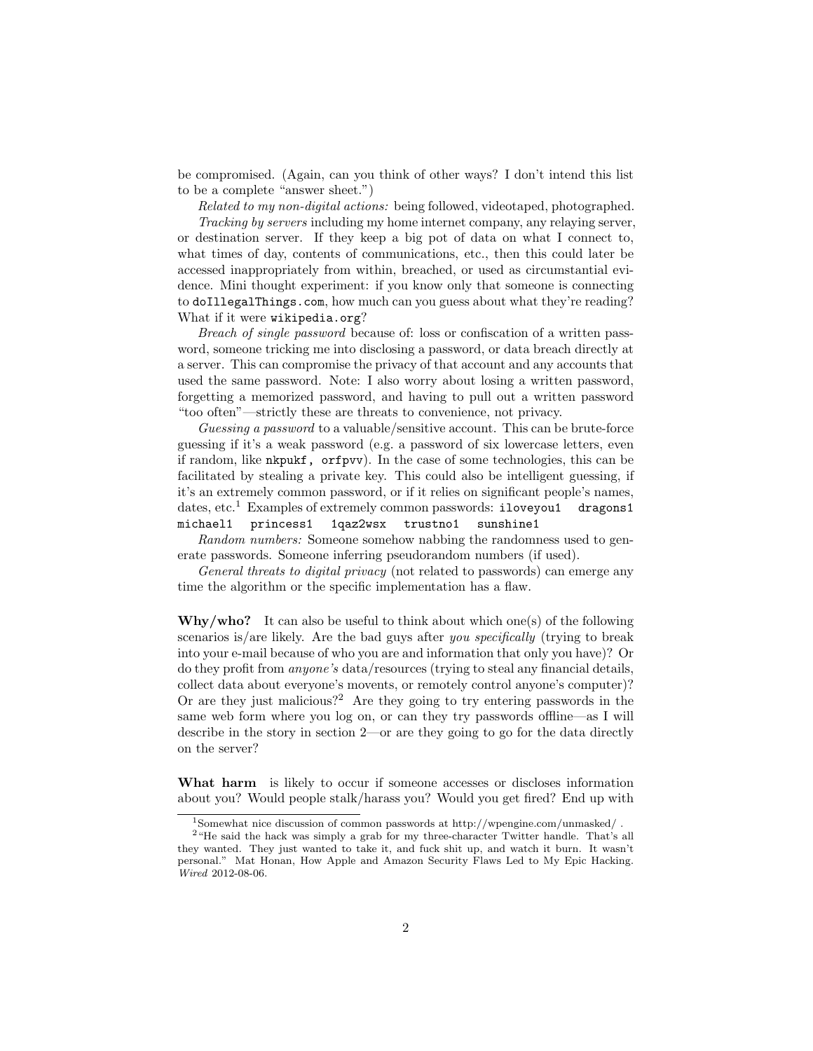be compromised. (Again, can you think of other ways? I don't intend this list to be a complete "answer sheet.")

*Related to my non-digital actions:* being followed, videotaped, photographed.

*Tracking by servers* including my home internet company, any relaying server, or destination server. If they keep a big pot of data on what I connect to, what times of day, contents of communications, etc., then this could later be accessed inappropriately from within, breached, or used as circumstantial evidence. Mini thought experiment: if you know only that someone is connecting to `doIllegalThings.com`, how much can you guess about what they're reading? What if it were `wikipedia.org`?

*Breach of single password* because of: loss or confiscation of a written password, someone tricking me into disclosing a password, or data breach directly at a server. This can compromise the privacy of that account and any accounts that used the same password. Note: I also worry about losing a written password, forgetting a memorized password, and having to pull out a written password "too often"—strictly these are threats to convenience, not privacy.

*Guessing a password* to a valuable/sensitive account. This can be brute-force guessing if it's a weak password (e.g. a password of six lowercase letters, even if random, like `nkpukf, orfpvv`). In the case of some technologies, this can be facilitated by stealing a private key. This could also be intelligent guessing, if it's an extremely common password, or if it relies on significant people's names, dates, etc.[1] Examples of extremely common passwords: `iloveyou1` `dragons1` `michael1` `princess1` `1qaz2wsx` `trustno1` `sunshine1`

*Random numbers:* Someone somehow nabbing the randomness used to generate passwords. Someone inferring pseudorandom numbers (if used).

*General threats to digital privacy* (not related to passwords) can emerge any time the algorithm or the specific implementation has a flaw.

**Why/who?** It can also be useful to think about which one(s) of the following scenarios is/are likely. Are the bad guys after *you specifically* (trying to break into your e-mail because of who you are and information that only you have)? Or do they profit from *anyone's* data/resources (trying to steal any financial details, collect data about everyone's movents, or remotely control anyone's computer)? Or are they just malicious?[2] Are they going to try entering passwords in the same web form where you log on, or can they try passwords offline—as I will describe in the story in section 2—or are they going to go for the data directly on the server?

**What harm** is likely to occur if someone accesses or discloses information about you? Would people stalk/harass you? Would you get fired? End up with

[1] Somewhat nice discussion of common passwords at http://wpengine.com/unmasked/ .

[2] "He said the hack was simply a grab for my three-character Twitter handle. That's all they wanted. They just wanted to take it, and fuck shit up, and watch it burn. It wasn't personal." Mat Honan, How Apple and Amazon Security Flaws Led to My Epic Hacking. *Wired* 2012-08-06.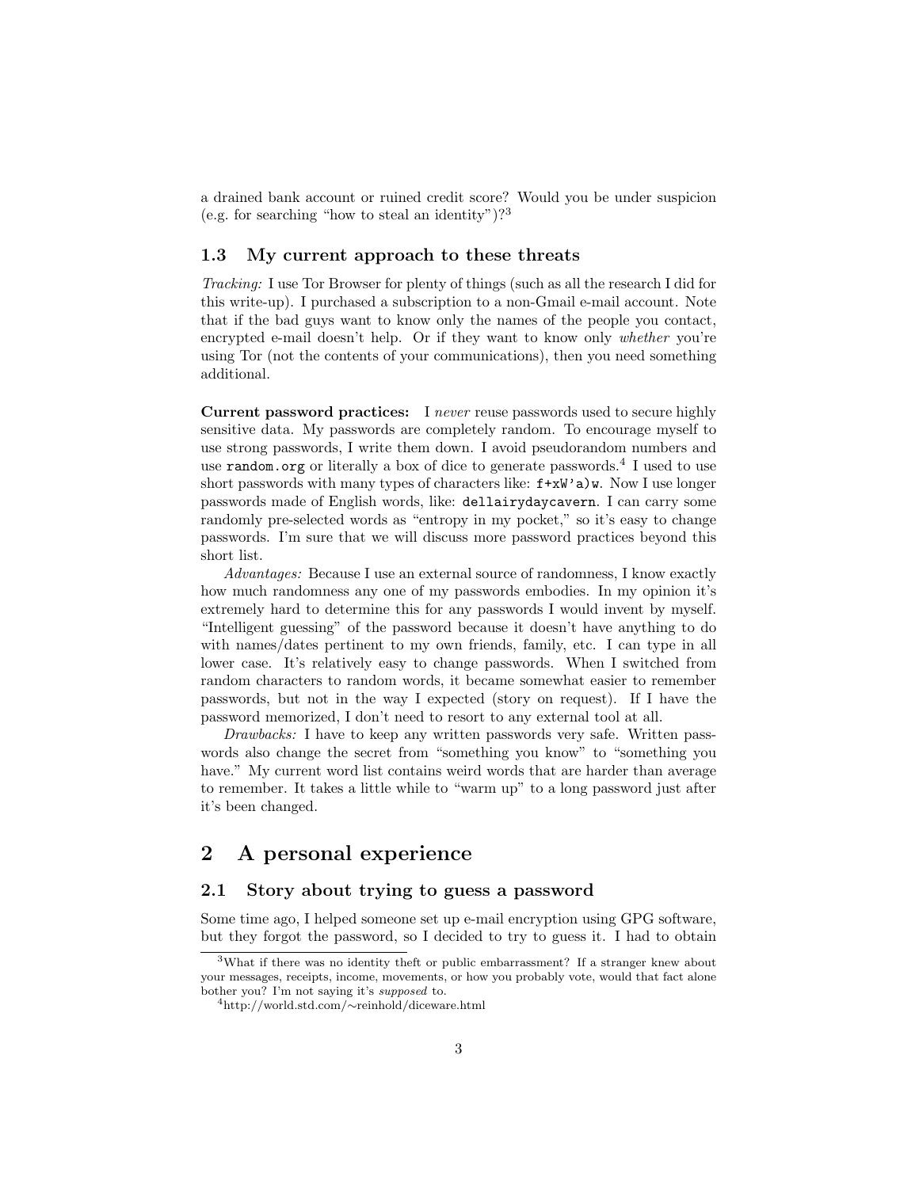a drained bank account or ruined credit score? Would you be under suspicion (e.g. for searching "how to steal an identity")?[3]

### 1.3 My current approach to these threats

*Tracking:* I use Tor Browser for plenty of things (such as all the research I did for this write-up). I purchased a subscription to a non-Gmail e-mail account. Note that if the bad guys want to know only the names of the people you contact, encrypted e-mail doesn't help. Or if they want to know only *whether* you're using Tor (not the contents of your communications), then you need something additional.

**Current password practices:** I *never* reuse passwords used to secure highly sensitive data. My passwords are completely random. To encourage myself to use strong passwords, I write them down. I avoid pseudorandom numbers and use `random.org` or literally a box of dice to generate passwords.[4] I used to use short passwords with many types of characters like: `f+xW'a)w`. Now I use longer passwords made of English words, like: `dellairydaycavern`. I can carry some randomly pre-selected words as "entropy in my pocket," so it's easy to change passwords. I'm sure that we will discuss more password practices beyond this short list.

*Advantages:* Because I use an external source of randomness, I know exactly how much randomness any one of my passwords embodies. In my opinion it's extremely hard to determine this for any passwords I would invent by myself. "Intelligent guessing" of the password because it doesn't have anything to do with names/dates pertinent to my own friends, family, etc. I can type in all lower case. It's relatively easy to change passwords. When I switched from random characters to random words, it became somewhat easier to remember passwords, but not in the way I expected (story on request). If I have the password memorized, I don't need to resort to any external tool at all.

*Drawbacks:* I have to keep any written passwords very safe. Written passwords also change the secret from "something you know" to "something you have." My current word list contains weird words that are harder than average to remember. It takes a little while to "warm up" to a long password just after it's been changed.

## 2 A personal experience

### 2.1 Story about trying to guess a password

Some time ago, I helped someone set up e-mail encryption using GPG software, but they forgot the password, so I decided to try to guess it. I had to obtain

---

[3] What if there was no identity theft or public embarrassment? If a stranger knew about your messages, receipts, income, movements, or how you probably vote, would that fact alone bother you? I'm not saying it's *supposed* to.

[4] http://world.std.com/∼reinhold/diceware.html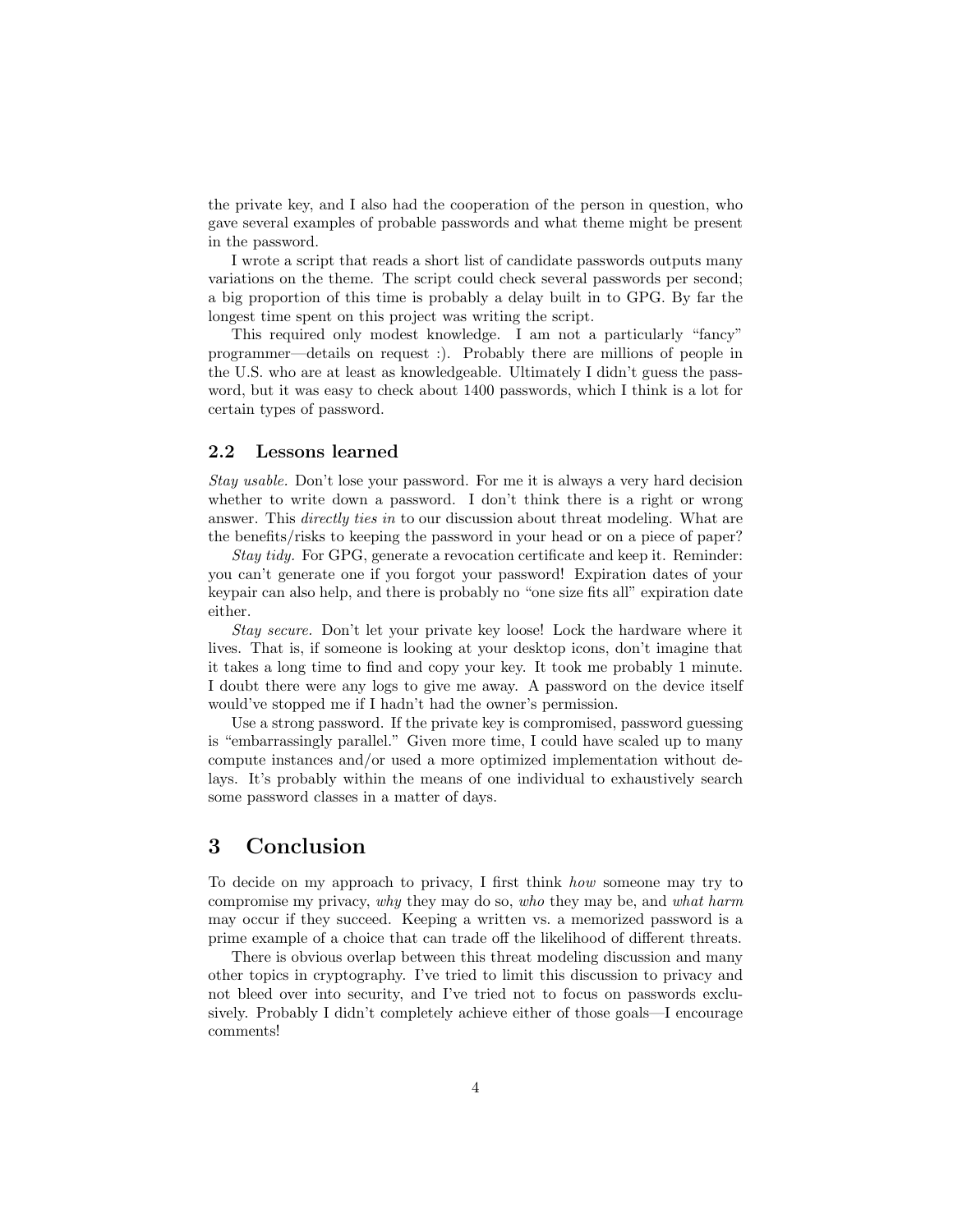the private key, and I also had the cooperation of the person in question, who gave several examples of probable passwords and what theme might be present in the password.

I wrote a script that reads a short list of candidate passwords outputs many variations on the theme. The script could check several passwords per second; a big proportion of this time is probably a delay built in to GPG. By far the longest time spent on this project was writing the script.

This required only modest knowledge. I am not a particularly "fancy" programmer—details on request :). Probably there are millions of people in the U.S. who are at least as knowledgeable. Ultimately I didn't guess the password, but it was easy to check about 1400 passwords, which I think is a lot for certain types of password.

### 2.2 Lessons learned

*Stay usable.* Don't lose your password. For me it is always a very hard decision whether to write down a password. I don't think there is a right or wrong answer. This *directly ties in* to our discussion about threat modeling. What are the benefits/risks to keeping the password in your head or on a piece of paper?

*Stay tidy.* For GPG, generate a revocation certificate and keep it. Reminder: you can't generate one if you forgot your password! Expiration dates of your keypair can also help, and there is probably no "one size fits all" expiration date either.

*Stay secure.* Don't let your private key loose! Lock the hardware where it lives. That is, if someone is looking at your desktop icons, don't imagine that it takes a long time to find and copy your key. It took me probably 1 minute. I doubt there were any logs to give me away. A password on the device itself would've stopped me if I hadn't had the owner's permission.

Use a strong password. If the private key is compromised, password guessing is "embarrassingly parallel." Given more time, I could have scaled up to many compute instances and/or used a more optimized implementation without delays. It's probably within the means of one individual to exhaustively search some password classes in a matter of days.

## 3 Conclusion

To decide on my approach to privacy, I first think *how* someone may try to compromise my privacy, *why* they may do so, *who* they may be, and *what harm* may occur if they succeed. Keeping a written vs. a memorized password is a prime example of a choice that can trade off the likelihood of different threats.

There is obvious overlap between this threat modeling discussion and many other topics in cryptography. I've tried to limit this discussion to privacy and not bleed over into security, and I've tried not to focus on passwords exclusively. Probably I didn't completely achieve either of those goals—I encourage comments!